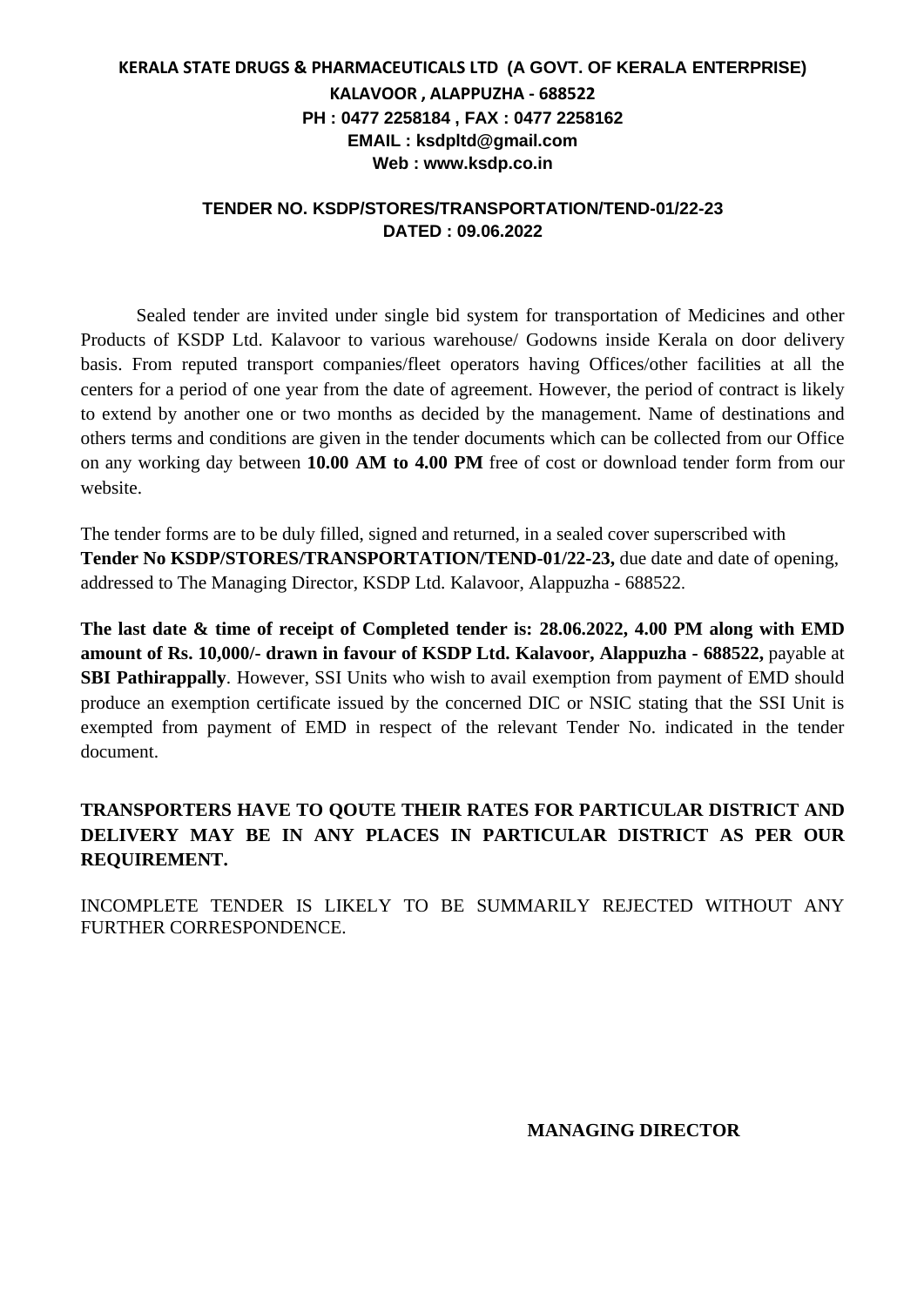**KERALA STATE DRUGS & PHARMACEUTICALS LTD (A GOVT. OF KERALA ENTERPRISE)**
**KALAVOOR , ALAPPUZHA - 688522**
**PH : 0477 2258184 , FAX : 0477 2258162**
**EMAIL : ksdpltd@gmail.com**
**Web : www.ksdp.co.in**

**TENDER NO. KSDP/STORES/TRANSPORTATION/TEND-01/22-23**
**DATED : 09.06.2022**

Sealed tender are invited under single bid system for transportation of Medicines and other Products of KSDP Ltd. Kalavoor to various warehouse/ Godowns inside Kerala on door delivery basis. From reputed transport companies/fleet operators having Offices/other facilities at all the centers for a period of one year from the date of agreement. However, the period of contract is likely to extend by another one or two months as decided by the management. Name of destinations and others terms and conditions are given in the tender documents which can be collected from our Office on any working day between **10.00 AM to 4.00 PM** free of cost or download tender form from our website.

The tender forms are to be duly filled, signed and returned, in a sealed cover superscribed with **Tender No KSDP/STORES/TRANSPORTATION/TEND-01/22-23,** due date and date of opening, addressed to The Managing Director, KSDP Ltd. Kalavoor, Alappuzha - 688522.

**The last date & time of receipt of Completed tender is: 28.06.2022, 4.00 PM along with EMD amount of Rs. 10,000/- drawn in favour of KSDP Ltd. Kalavoor, Alappuzha - 688522,** payable at **SBI Pathirappally**. However, SSI Units who wish to avail exemption from payment of EMD should produce an exemption certificate issued by the concerned DIC or NSIC stating that the SSI Unit is exempted from payment of EMD in respect of the relevant Tender No. indicated in the tender document.

**TRANSPORTERS HAVE TO QOUTE THEIR RATES FOR PARTICULAR DISTRICT AND DELIVERY MAY BE IN ANY PLACES IN PARTICULAR DISTRICT AS PER OUR REQUIREMENT.**

INCOMPLETE TENDER IS LIKELY TO BE SUMMARILY REJECTED WITHOUT ANY FURTHER CORRESPONDENCE.

**MANAGING DIRECTOR**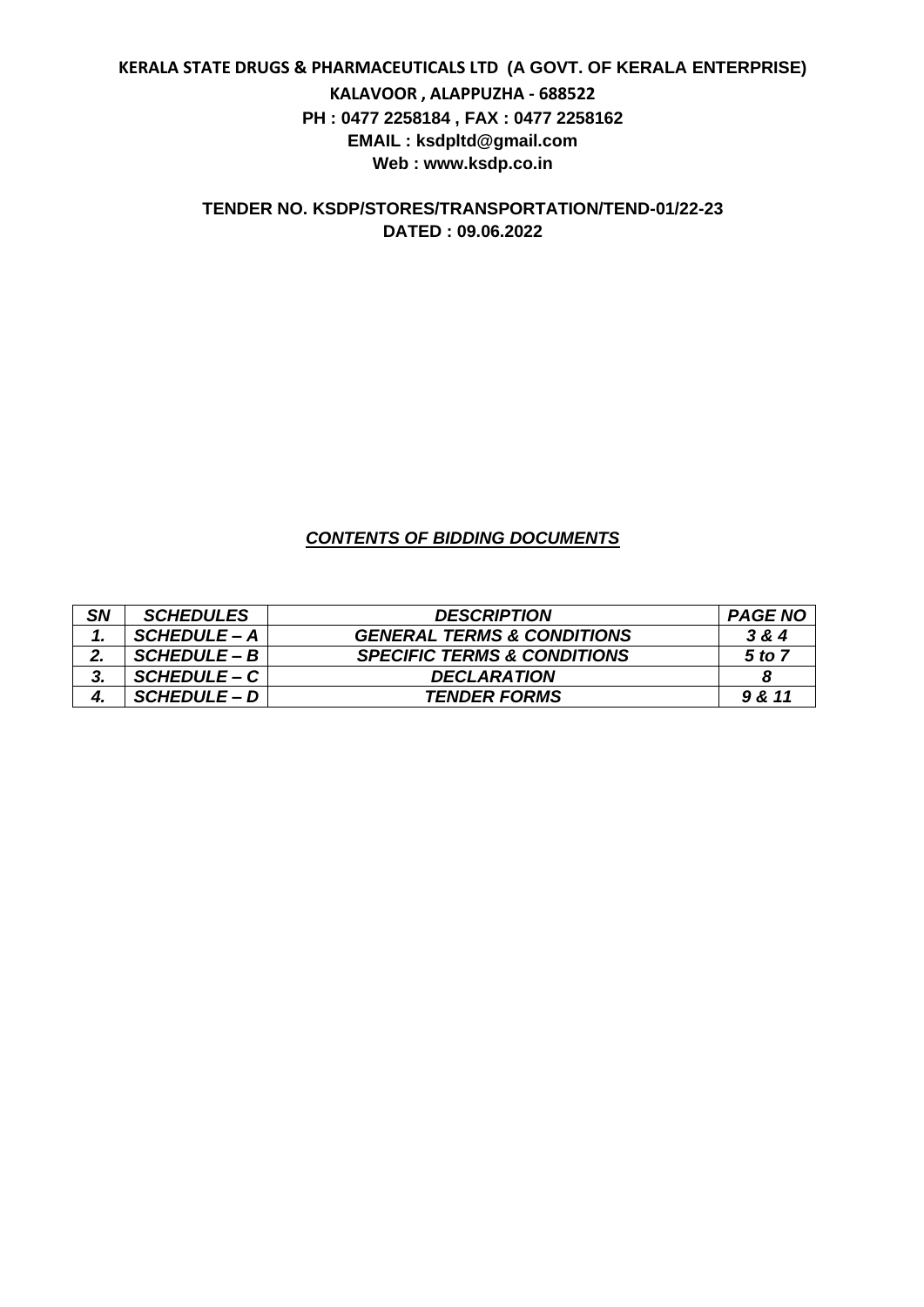**KERALA STATE DRUGS & PHARMACEUTICALS LTD (A GOVT. OF KERALA ENTERPRISE)**

**KALAVOOR , ALAPPUZHA - 688522**

**PH : 0477 2258184 , FAX : 0477 2258162**

**EMAIL : ksdpltd@gmail.com**

**Web : www.ksdp.co.in**

**TENDER NO. KSDP/STORES/TRANSPORTATION/TEND-01/22-23**

**DATED : 09.06.2022**

***CONTENTS OF BIDDING DOCUMENTS***

| *SN* | *SCHEDULES* | *DESCRIPTION* | *PAGE NO* |
|---|---|---|---|
| *1.* | *SCHEDULE – A* | *GENERAL TERMS & CONDITIONS* | *3 & 4* |
| *2.* | *SCHEDULE – B* | *SPECIFIC TERMS & CONDITIONS* | *5 to 7* |
| *3.* | *SCHEDULE – C* | *DECLARATION* | *8* |
| *4.* | *SCHEDULE – D* | *TENDER FORMS* | *9 & 11* |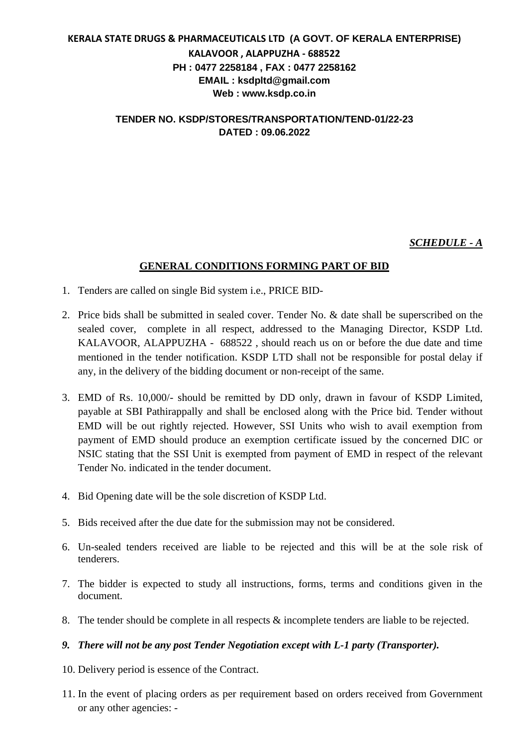**KERALA STATE DRUGS & PHARMACEUTICALS LTD (A GOVT. OF KERALA ENTERPRISE)**
**KALAVOOR , ALAPPUZHA - 688522**
**PH : 0477 2258184 , FAX : 0477 2258162**
**EMAIL : ksdpltd@gmail.com**
**Web : www.ksdp.co.in**

**TENDER NO. KSDP/STORES/TRANSPORTATION/TEND-01/22-23**
**DATED : 09.06.2022**

***SCHEDULE - A***

## GENERAL CONDITIONS FORMING PART OF BID

1. Tenders are called on single Bid system i.e., PRICE BID-
2. Price bids shall be submitted in sealed cover. Tender No. & date shall be superscribed on the sealed cover, complete in all respect, addressed to the Managing Director, KSDP Ltd. KALAVOOR, ALAPPUZHA - 688522 , should reach us on or before the due date and time mentioned in the tender notification. KSDP LTD shall not be responsible for postal delay if any, in the delivery of the bidding document or non-receipt of the same.
3. EMD of Rs. 10,000/- should be remitted by DD only, drawn in favour of KSDP Limited, payable at SBI Pathirappally and shall be enclosed along with the Price bid. Tender without EMD will be out rightly rejected. However, SSI Units who wish to avail exemption from payment of EMD should produce an exemption certificate issued by the concerned DIC or NSIC stating that the SSI Unit is exempted from payment of EMD in respect of the relevant Tender No. indicated in the tender document.
4. Bid Opening date will be the sole discretion of KSDP Ltd.
5. Bids received after the due date for the submission may not be considered.
6. Un-sealed tenders received are liable to be rejected and this will be at the sole risk of tenderers.
7. The bidder is expected to study all instructions, forms, terms and conditions given in the document.
8. The tender should be complete in all respects & incomplete tenders are liable to be rejected.
9. ***There will not be any post Tender Negotiation except with L-1 party (Transporter).***
10. Delivery period is essence of the Contract.
11. In the event of placing orders as per requirement based on orders received from Government or any other agencies: -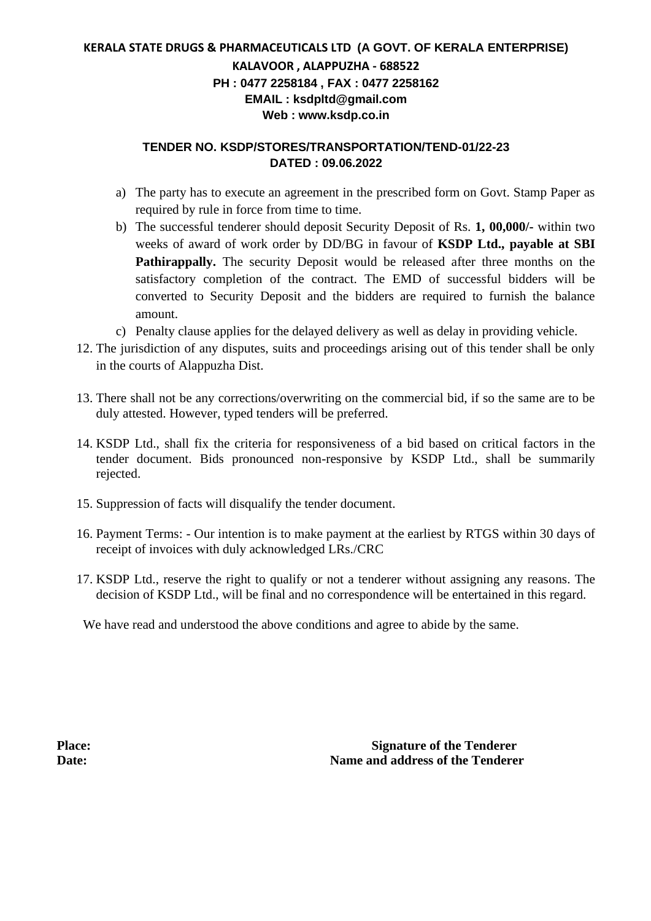**KERALA STATE DRUGS & PHARMACEUTICALS LTD (A GOVT. OF KERALA ENTERPRISE)**
**KALAVOOR , ALAPPUZHA - 688522**
**PH : 0477 2258184 , FAX : 0477 2258162**
**EMAIL : ksdpltd@gmail.com**
**Web : www.ksdp.co.in**

**TENDER NO. KSDP/STORES/TRANSPORTATION/TEND-01/22-23**
**DATED : 09.06.2022**

a) The party has to execute an agreement in the prescribed form on Govt. Stamp Paper as required by rule in force from time to time.

b) The successful tenderer should deposit Security Deposit of Rs. **1, 00,000/-** within two weeks of award of work order by DD/BG in favour of **KSDP Ltd., payable at SBI Pathirappally.** The security Deposit would be released after three months on the satisfactory completion of the contract. The EMD of successful bidders will be converted to Security Deposit and the bidders are required to furnish the balance amount.

c) Penalty clause applies for the delayed delivery as well as delay in providing vehicle.

12. The jurisdiction of any disputes, suits and proceedings arising out of this tender shall be only in the courts of Alappuzha Dist.

13. There shall not be any corrections/overwriting on the commercial bid, if so the same are to be duly attested. However, typed tenders will be preferred.

14. KSDP Ltd., shall fix the criteria for responsiveness of a bid based on critical factors in the tender document. Bids pronounced non-responsive by KSDP Ltd., shall be summarily rejected.

15. Suppression of facts will disqualify the tender document.

16. Payment Terms: - Our intention is to make payment at the earliest by RTGS within 30 days of receipt of invoices with duly acknowledged LRs./CRC

17. KSDP Ltd., reserve the right to qualify or not a tenderer without assigning any reasons. The decision of KSDP Ltd., will be final and no correspondence will be entertained in this regard.

We have read and understood the above conditions and agree to abide by the same.

**Place:** **Signature of the Tenderer**
**Date:** **Name and address of the Tenderer**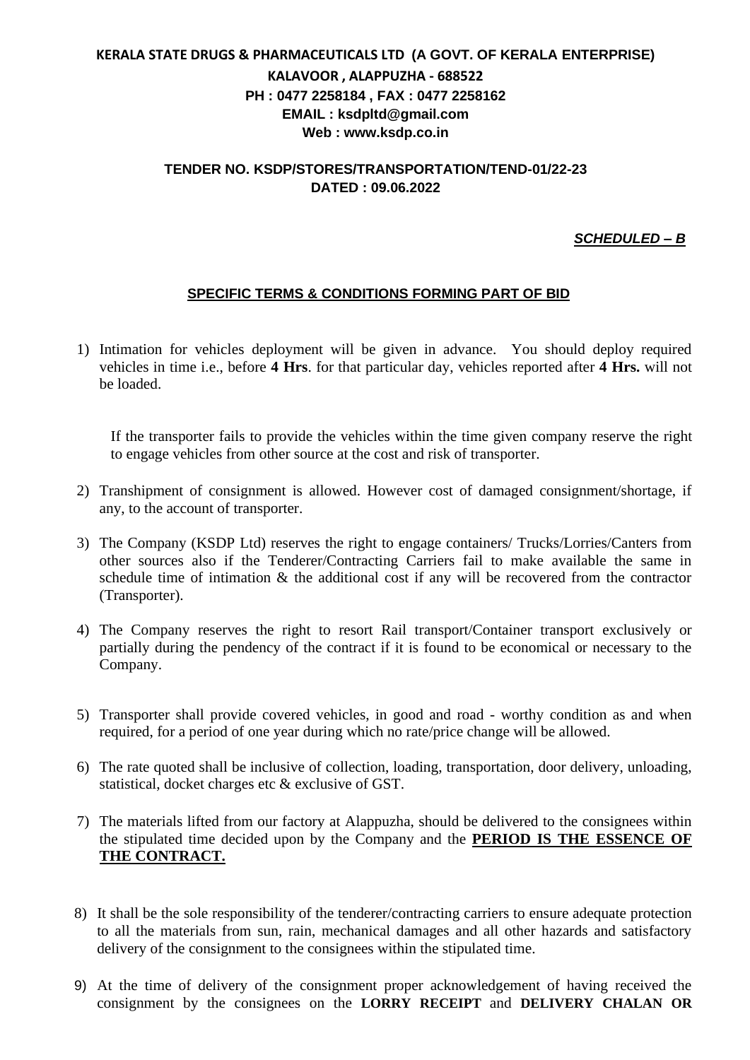**KERALA STATE DRUGS & PHARMACEUTICALS LTD (A GOVT. OF KERALA ENTERPRISE)**
**KALAVOOR , ALAPPUZHA - 688522**
**PH : 0477 2258184 , FAX : 0477 2258162**
**EMAIL : ksdpltd@gmail.com**
**Web : www.ksdp.co.in**

**TENDER NO. KSDP/STORES/TRANSPORTATION/TEND-01/22-23**
**DATED : 09.06.2022**

***SCHEDULED – B***

## SPECIFIC TERMS & CONDITIONS FORMING PART OF BID

1) Intimation for vehicles deployment will be given in advance. You should deploy required vehicles in time i.e., before **4 Hrs**. for that particular day, vehicles reported after **4 Hrs.** will not be loaded.

   If the transporter fails to provide the vehicles within the time given company reserve the right to engage vehicles from other source at the cost and risk of transporter.

2) Transhipment of consignment is allowed. However cost of damaged consignment/shortage, if any, to the account of transporter.

3) The Company (KSDP Ltd) reserves the right to engage containers/ Trucks/Lorries/Canters from other sources also if the Tenderer/Contracting Carriers fail to make available the same in schedule time of intimation & the additional cost if any will be recovered from the contractor (Transporter).

4) The Company reserves the right to resort Rail transport/Container transport exclusively or partially during the pendency of the contract if it is found to be economical or necessary to the Company.

5) Transporter shall provide covered vehicles, in good and road - worthy condition as and when required, for a period of one year during which no rate/price change will be allowed.

6) The rate quoted shall be inclusive of collection, loading, transportation, door delivery, unloading, statistical, docket charges etc & exclusive of GST.

7) The materials lifted from our factory at Alappuzha, should be delivered to the consignees within the stipulated time decided upon by the Company and the **PERIOD IS THE ESSENCE OF THE CONTRACT.**

8) It shall be the sole responsibility of the tenderer/contracting carriers to ensure adequate protection to all the materials from sun, rain, mechanical damages and all other hazards and satisfactory delivery of the consignment to the consignees within the stipulated time.

9) At the time of delivery of the consignment proper acknowledgement of having received the consignment by the consignees on the **LORRY RECEIPT** and **DELIVERY CHALAN OR**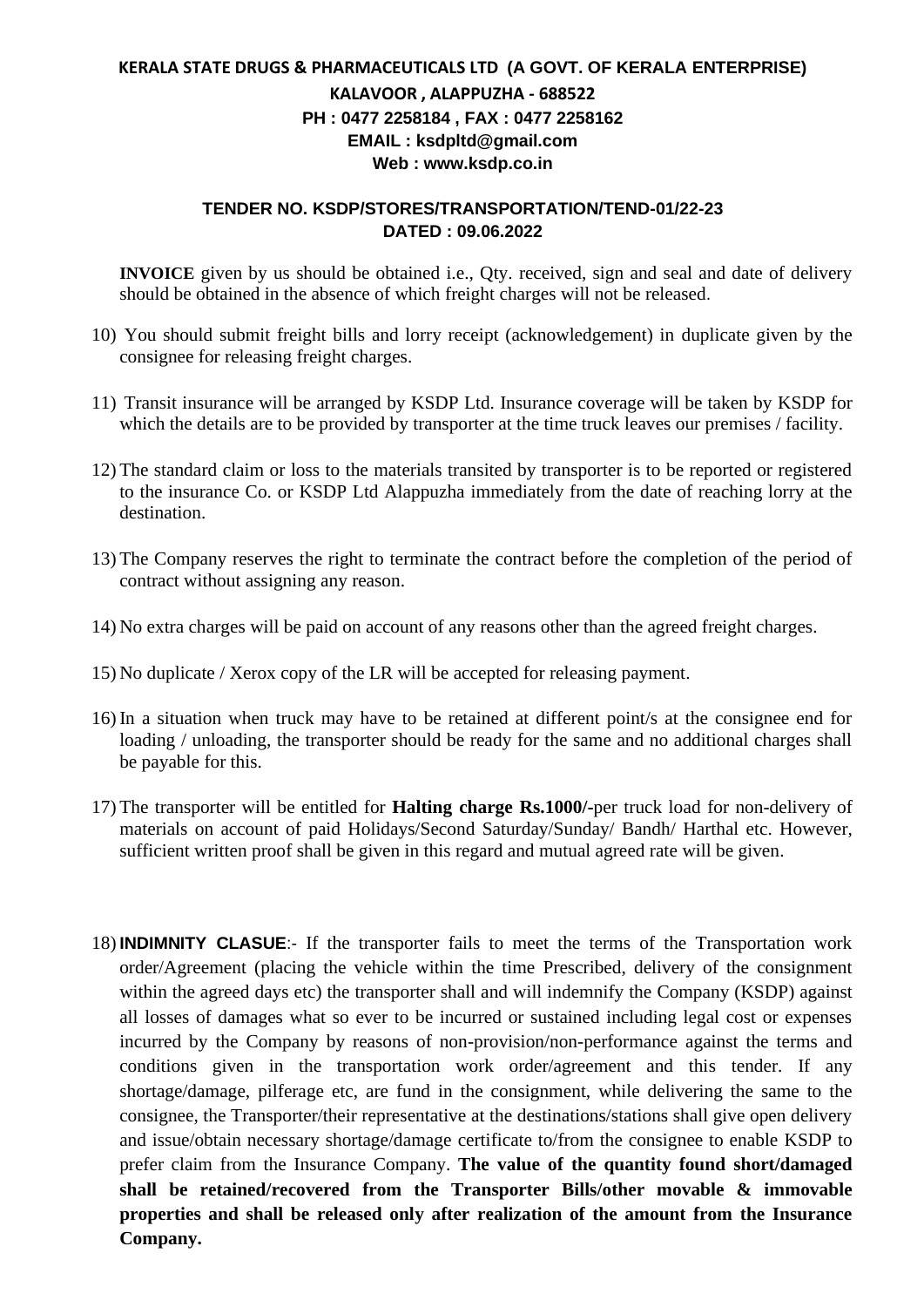**KERALA STATE DRUGS & PHARMACEUTICALS LTD (A GOVT. OF KERALA ENTERPRISE)**
**KALAVOOR , ALAPPUZHA - 688522**
**PH : 0477 2258184 , FAX : 0477 2258162**
**EMAIL : ksdpltd@gmail.com**
**Web : www.ksdp.co.in**

**TENDER NO. KSDP/STORES/TRANSPORTATION/TEND-01/22-23**
**DATED : 09.06.2022**

**INVOICE** given by us should be obtained i.e., Qty. received, sign and seal and date of delivery should be obtained in the absence of which freight charges will not be released.

10) You should submit freight bills and lorry receipt (acknowledgement) in duplicate given by the consignee for releasing freight charges.

11) Transit insurance will be arranged by KSDP Ltd. Insurance coverage will be taken by KSDP for which the details are to be provided by transporter at the time truck leaves our premises / facility.

12) The standard claim or loss to the materials transited by transporter is to be reported or registered to the insurance Co. or KSDP Ltd Alappuzha immediately from the date of reaching lorry at the destination.

13) The Company reserves the right to terminate the contract before the completion of the period of contract without assigning any reason.

14) No extra charges will be paid on account of any reasons other than the agreed freight charges.

15) No duplicate / Xerox copy of the LR will be accepted for releasing payment.

16) In a situation when truck may have to be retained at different point/s at the consignee end for loading / unloading, the transporter should be ready for the same and no additional charges shall be payable for this.

17) The transporter will be entitled for **Halting charge Rs.1000/-**per truck load for non-delivery of materials on account of paid Holidays/Second Saturday/Sunday/ Bandh/ Harthal etc. However, sufficient written proof shall be given in this regard and mutual agreed rate will be given.

18) **INDIMNITY CLASUE**:- If the transporter fails to meet the terms of the Transportation work order/Agreement (placing the vehicle within the time Prescribed, delivery of the consignment within the agreed days etc) the transporter shall and will indemnify the Company (KSDP) against all losses of damages what so ever to be incurred or sustained including legal cost or expenses incurred by the Company by reasons of non-provision/non-performance against the terms and conditions given in the transportation work order/agreement and this tender. If any shortage/damage, pilferage etc, are fund in the consignment, while delivering the same to the consignee, the Transporter/their representative at the destinations/stations shall give open delivery and issue/obtain necessary shortage/damage certificate to/from the consignee to enable KSDP to prefer claim from the Insurance Company. **The value of the quantity found short/damaged shall be retained/recovered from the Transporter Bills/other movable & immovable properties and shall be released only after realization of the amount from the Insurance Company.**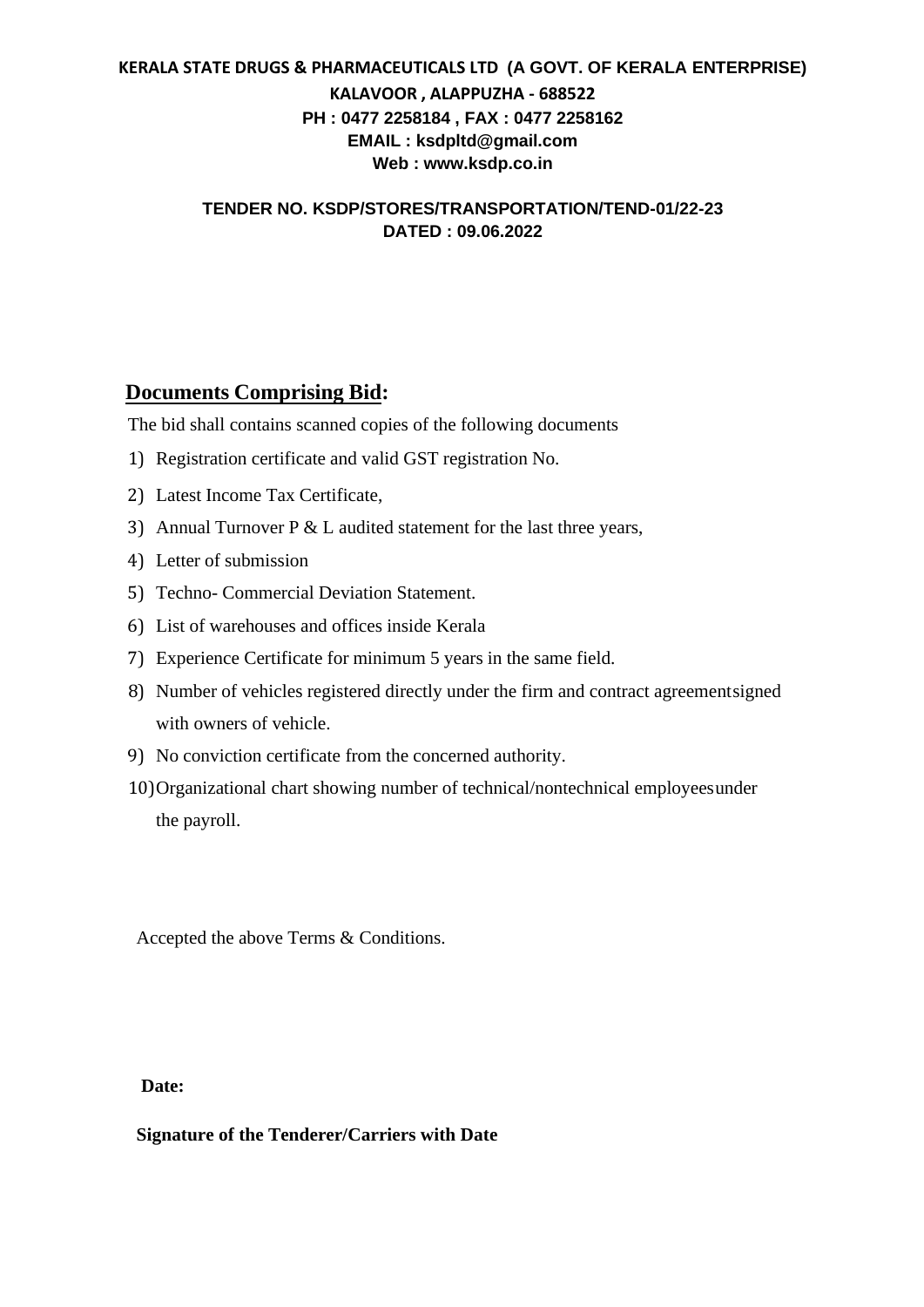**KERALA STATE DRUGS & PHARMACEUTICALS LTD (A GOVT. OF KERALA ENTERPRISE)**
**KALAVOOR , ALAPPUZHA - 688522**
**PH : 0477 2258184 , FAX : 0477 2258162**
**EMAIL : ksdpltd@gmail.com**
**Web : www.ksdp.co.in**

**TENDER NO. KSDP/STORES/TRANSPORTATION/TEND-01/22-23**
**DATED : 09.06.2022**

## Documents Comprising Bid:

The bid shall contains scanned copies of the following documents

1) Registration certificate and valid GST registration No.
2) Latest Income Tax Certificate,
3) Annual Turnover P & L audited statement for the last three years,
4) Letter of submission
5) Techno- Commercial Deviation Statement.
6) List of warehouses and offices inside Kerala
7) Experience Certificate for minimum 5 years in the same field.
8) Number of vehicles registered directly under the firm and contract agreementsigned with owners of vehicle.
9) No conviction certificate from the concerned authority.
10) Organizational chart showing number of technical/nontechnical employeesunder the payroll.

Accepted the above Terms & Conditions.

**Date:**

**Signature of the Tenderer/Carriers with Date**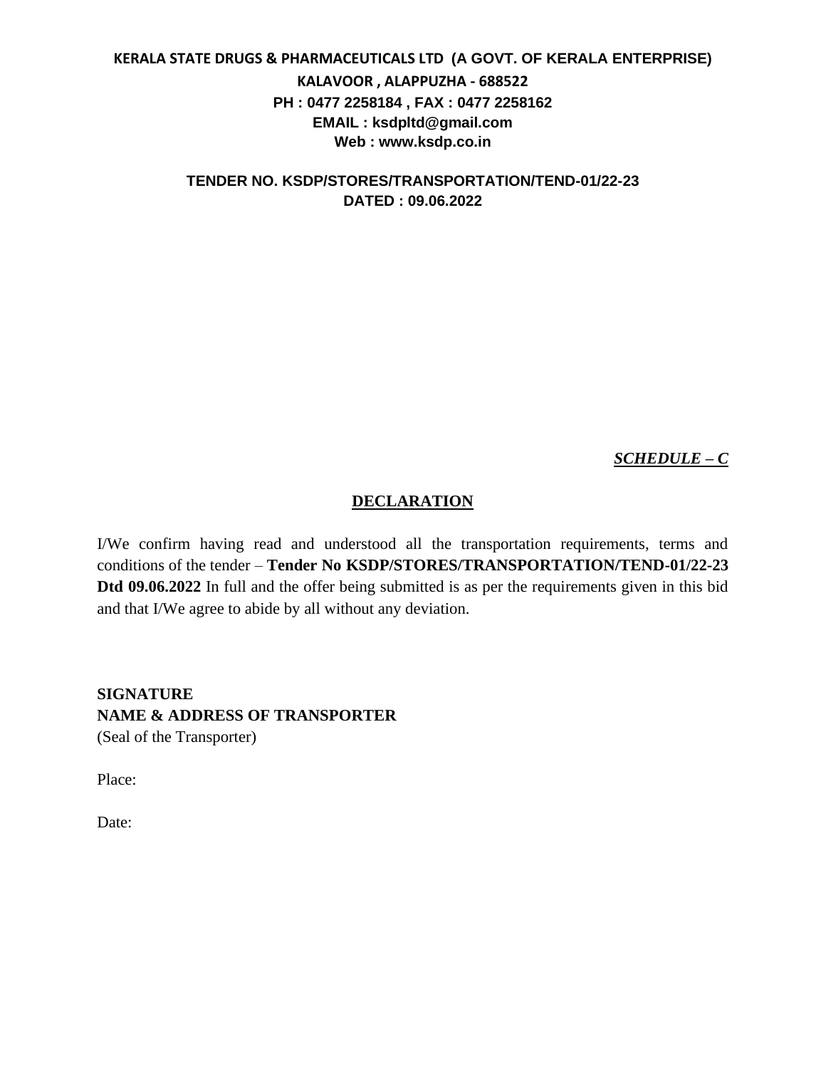**KERALA STATE DRUGS & PHARMACEUTICALS LTD (A GOVT. OF KERALA ENTERPRISE)**
**KALAVOOR , ALAPPUZHA - 688522**
**PH : 0477 2258184 , FAX : 0477 2258162**
**EMAIL : ksdpltd@gmail.com**
**Web : www.ksdp.co.in**

**TENDER NO. KSDP/STORES/TRANSPORTATION/TEND-01/22-23**
**DATED : 09.06.2022**

***SCHEDULE – C***

## DECLARATION

I/We confirm having read and understood all the transportation requirements, terms and conditions of the tender – **Tender No KSDP/STORES/TRANSPORTATION/TEND-01/22-23 Dtd 09.06.2022** In full and the offer being submitted is as per the requirements given in this bid and that I/We agree to abide by all without any deviation.

**SIGNATURE**
**NAME & ADDRESS OF TRANSPORTER**
(Seal of the Transporter)

Place:

Date: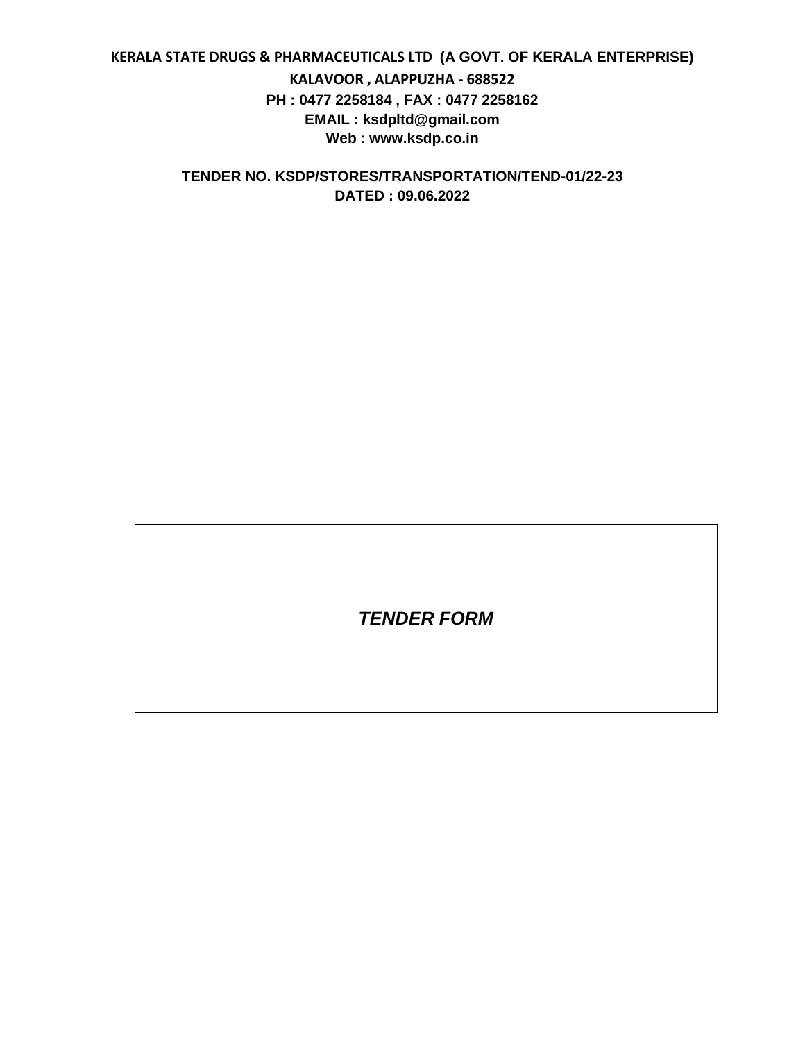**KERALA STATE DRUGS & PHARMACEUTICALS LTD (A GOVT. OF KERALA ENTERPRISE)**

**KALAVOOR , ALAPPUZHA - 688522**

**PH : 0477 2258184 , FAX : 0477 2258162**

**EMAIL : ksdpltd@gmail.com**

**Web : www.ksdp.co.in**

**TENDER NO. KSDP/STORES/TRANSPORTATION/TEND-01/22-23**

**DATED : 09.06.2022**

***TENDER FORM***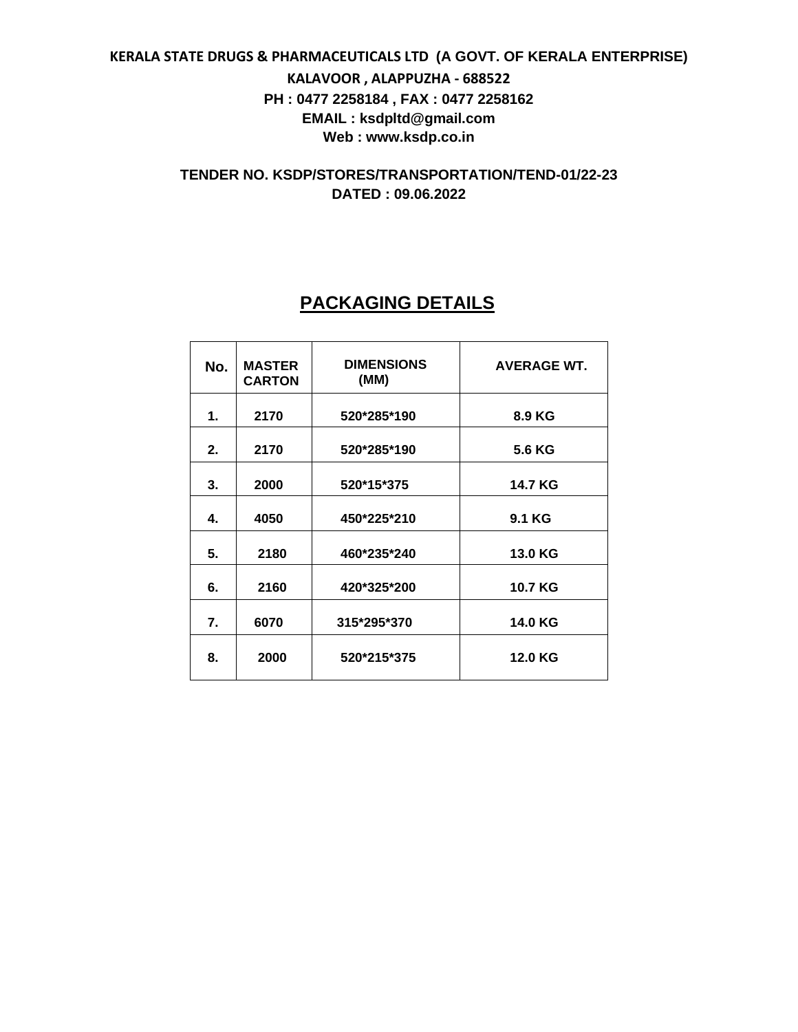**KERALA STATE DRUGS & PHARMACEUTICALS LTD (A GOVT. OF KERALA ENTERPRISE)**

**KALAVOOR , ALAPPUZHA - 688522**

**PH : 0477 2258184 , FAX : 0477 2258162**

**EMAIL : ksdpltd@gmail.com**

**Web : www.ksdp.co.in**

**TENDER NO. KSDP/STORES/TRANSPORTATION/TEND-01/22-23**

**DATED : 09.06.2022**

## PACKAGING DETAILS

| No. | MASTER CARTON | DIMENSIONS (MM) | AVERAGE WT. |
|---|---|---|---|
| 1. | 2170 | 520*285*190 | 8.9 KG |
| 2. | 2170 | 520*285*190 | 5.6 KG |
| 3. | 2000 | 520*15*375 | 14.7 KG |
| 4. | 4050 | 450*225*210 | 9.1 KG |
| 5. | 2180 | 460*235*240 | 13.0 KG |
| 6. | 2160 | 420*325*200 | 10.7 KG |
| 7. | 6070 | 315*295*370 | 14.0 KG |
| 8. | 2000 | 520*215*375 | 12.0 KG |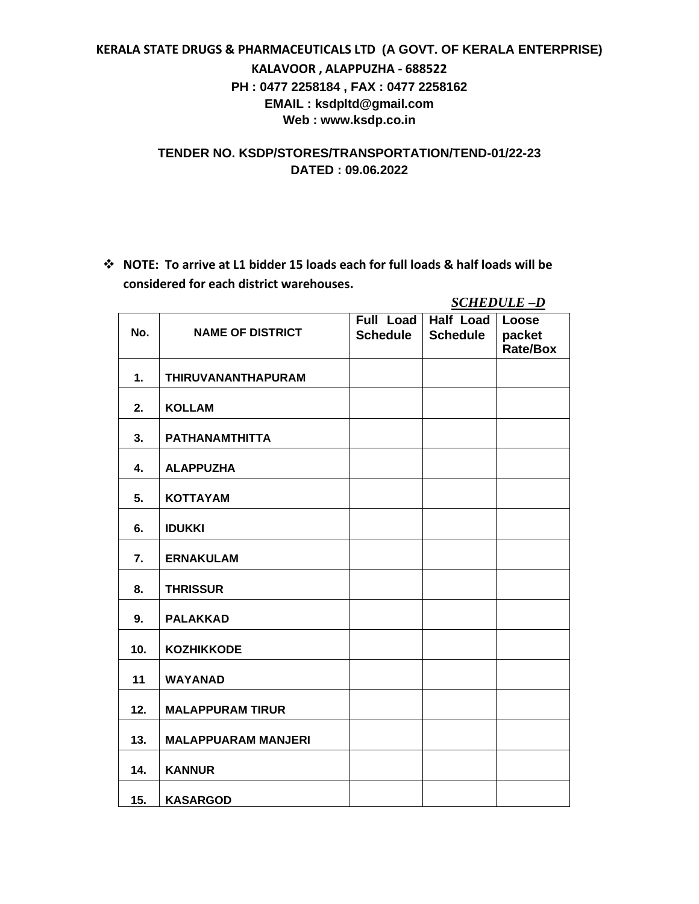**KERALA STATE DRUGS & PHARMACEUTICALS LTD (A GOVT. OF KERALA ENTERPRISE)**

**KALAVOOR , ALAPPUZHA - 688522**

**PH : 0477 2258184 , FAX : 0477 2258162**

**EMAIL : ksdpltd@gmail.com**

**Web : www.ksdp.co.in**

**TENDER NO. KSDP/STORES/TRANSPORTATION/TEND-01/22-23**

**DATED : 09.06.2022**

- **NOTE: To arrive at L1 bidder 15 loads each for full loads & half loads will be considered for each district warehouses.**

***SCHEDULE –D***

| No. | NAME OF DISTRICT | Full Load Schedule | Half Load Schedule | Loose packet Rate/Box |
|---|---|---|---|---|
| 1. | THIRUVANANTHAPURAM | | | |
| 2. | KOLLAM | | | |
| 3. | PATHANAMTHITTA | | | |
| 4. | ALAPPUZHA | | | |
| 5. | KOTTAYAM | | | |
| 6. | IDUKKI | | | |
| 7. | ERNAKULAM | | | |
| 8. | THRISSUR | | | |
| 9. | PALAKKAD | | | |
| 10. | KOZHIKKODE | | | |
| 11 | WAYANAD | | | |
| 12. | MALAPPURAM TIRUR | | | |
| 13. | MALAPPUARAM MANJERI | | | |
| 14. | KANNUR | | | |
| 15. | KASARGOD | | | |